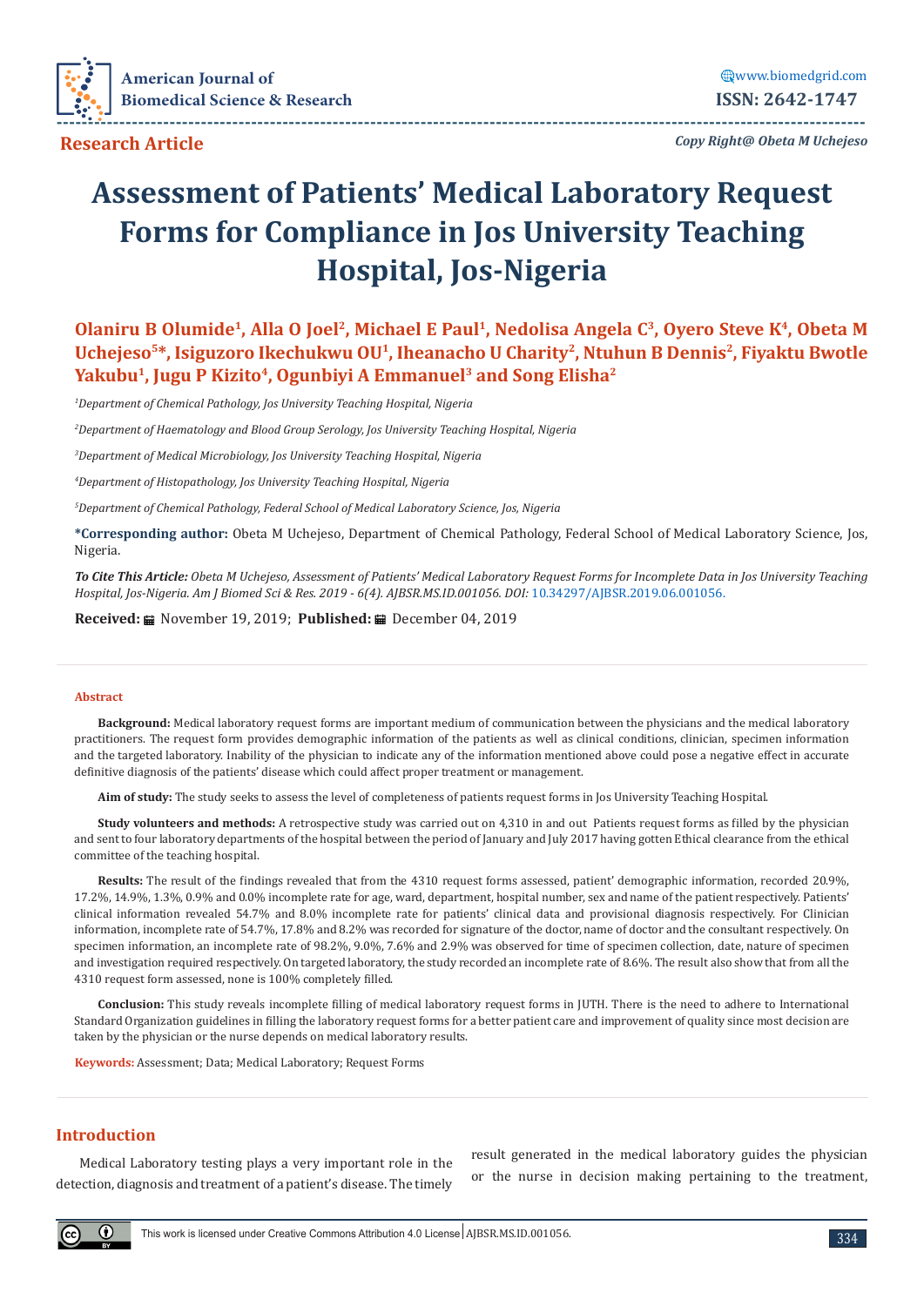**Research Article**

*Copy Right@ Obeta M Uchejeso*

# Assessment of Patients' Medical Laboratory Request Forms for Compliance in Jos University Teaching Hospital, Jos-Nigeria

**Olaniru B Olumide[1], Alla O Joel[2], Michael E Paul[1], Nedolisa Angela C[3], Oyero Steve K[4], Obeta M Uchejeso[5]\*, Isiguzoro Ikechukwu OU[1], Iheanacho U Charity[2], Ntuhun B Dennis[2], Fiyaktu Bwotle Yakubu[1], Jugu P Kizito[4], Ogunbiyi A Emmanuel[3] and Song Elisha[2]**

[1]*Department of Chemical Pathology, Jos University Teaching Hospital, Nigeria*

[2]*Department of Haematology and Blood Group Serology, Jos University Teaching Hospital, Nigeria*

[3]*Department of Medical Microbiology, Jos University Teaching Hospital, Nigeria*

[4]*Department of Histopathology, Jos University Teaching Hospital, Nigeria*

[5]*Department of Chemical Pathology, Federal School of Medical Laboratory Science, Jos, Nigeria*

**\*Corresponding author:** Obeta M Uchejeso, Department of Chemical Pathology, Federal School of Medical Laboratory Science, Jos, Nigeria.

***To Cite This Article:*** *Obeta M Uchejeso, Assessment of Patients' Medical Laboratory Request Forms for Incomplete Data in Jos University Teaching Hospital, Jos-Nigeria. Am J Biomed Sci & Res. 2019 - 6(4). AJBSR.MS.ID.001056. DOI:* 10.34297/AJBSR.2019.06.001056.

**Received:** November 19, 2019; **Published:** December 04, 2019

## Abstract

**Background:** Medical laboratory request forms are important medium of communication between the physicians and the medical laboratory practitioners. The request form provides demographic information of the patients as well as clinical conditions, clinician, specimen information and the targeted laboratory. Inability of the physician to indicate any of the information mentioned above could pose a negative effect in accurate definitive diagnosis of the patients' disease which could affect proper treatment or management.

**Aim of study:** The study seeks to assess the level of completeness of patients request forms in Jos University Teaching Hospital.

**Study volunteers and methods:** A retrospective study was carried out on 4,310 in and out Patients request forms as filled by the physician and sent to four laboratory departments of the hospital between the period of January and July 2017 having gotten Ethical clearance from the ethical committee of the teaching hospital.

**Results:** The result of the findings revealed that from the 4310 request forms assessed, patient' demographic information, recorded 20.9%, 17.2%, 14.9%, 1.3%, 0.9% and 0.0% incomplete rate for age, ward, department, hospital number, sex and name of the patient respectively. Patients' clinical information revealed 54.7% and 8.0% incomplete rate for patients' clinical data and provisional diagnosis respectively. For Clinician information, incomplete rate of 54.7%, 17.8% and 8.2% was recorded for signature of the doctor, name of doctor and the consultant respectively. On specimen information, an incomplete rate of 98.2%, 9.0%, 7.6% and 2.9% was observed for time of specimen collection, date, nature of specimen and investigation required respectively. On targeted laboratory, the study recorded an incomplete rate of 8.6%. The result also show that from all the 4310 request form assessed, none is 100% completely filled.

**Conclusion:** This study reveals incomplete filling of medical laboratory request forms in JUTH. There is the need to adhere to International Standard Organization guidelines in filling the laboratory request forms for a better patient care and improvement of quality since most decision are taken by the physician or the nurse depends on medical laboratory results.

**Keywords:** Assessment; Data; Medical Laboratory; Request Forms

## Introduction

Medical Laboratory testing plays a very important role in the detection, diagnosis and treatment of a patient's disease. The timely result generated in the medical laboratory guides the physician or the nurse in decision making pertaining to the treatment,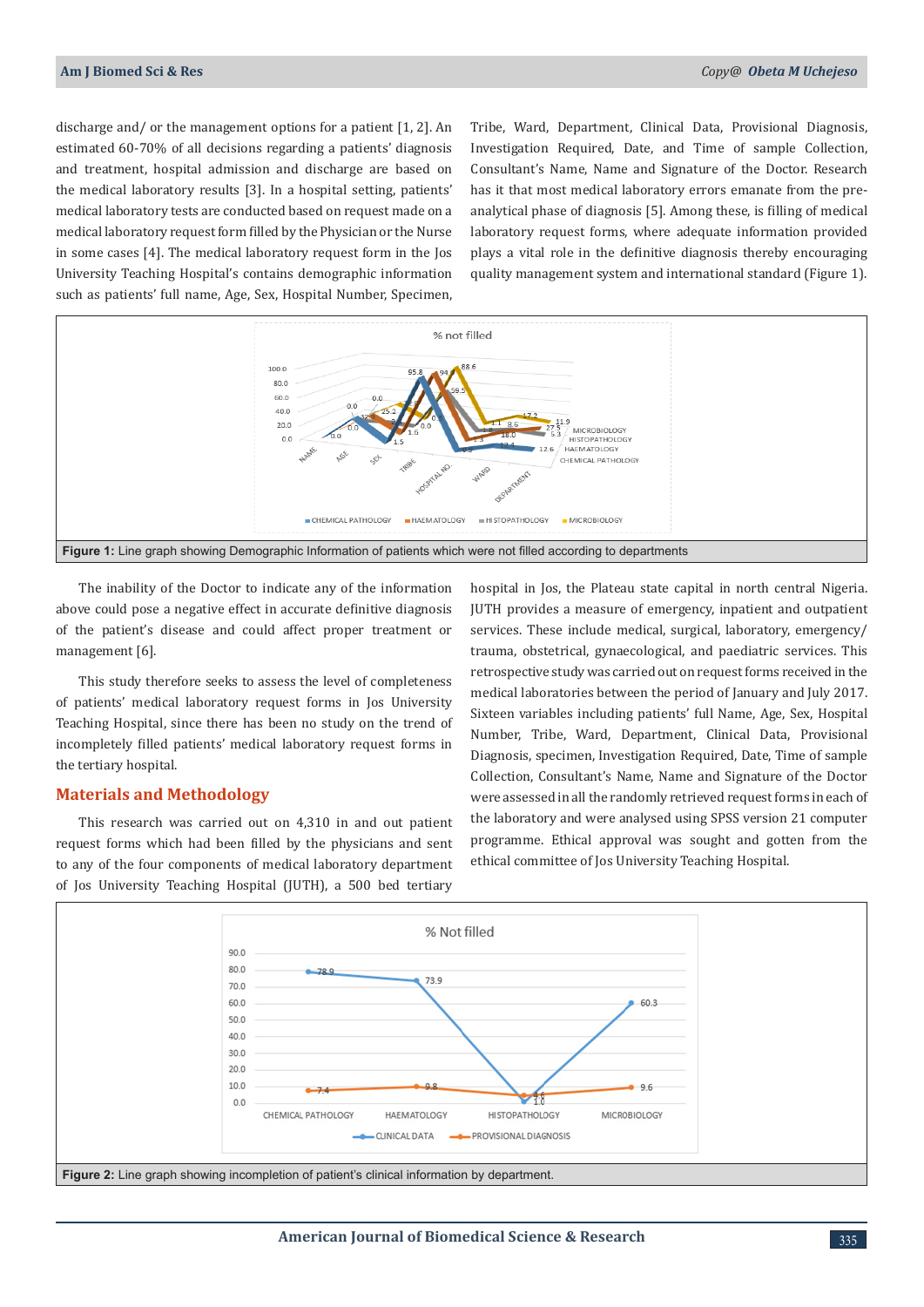discharge and/ or the management options for a patient [1, 2]. An estimated 60-70% of all decisions regarding a patients' diagnosis and treatment, hospital admission and discharge are based on the medical laboratory results [3]. In a hospital setting, patients' medical laboratory tests are conducted based on request made on a medical laboratory request form filled by the Physician or the Nurse in some cases [4]. The medical laboratory request form in the Jos University Teaching Hospital's contains demographic information such as patients' full name, Age, Sex, Hospital Number, Specimen, Tribe, Ward, Department, Clinical Data, Provisional Diagnosis, Investigation Required, Date, and Time of sample Collection, Consultant's Name, Name and Signature of the Doctor. Research has it that most medical laboratory errors emanate from the pre-analytical phase of diagnosis [5]. Among these, is filling of medical laboratory request forms, where adequate information provided plays a vital role in the definitive diagnosis thereby encouraging quality management system and international standard (Figure 1).

**Figure 1:** Line graph showing Demographic Information of patients which were not filled according to departments

The inability of the Doctor to indicate any of the information above could pose a negative effect in accurate definitive diagnosis of the patient's disease and could affect proper treatment or management [6].

This study therefore seeks to assess the level of completeness of patients' medical laboratory request forms in Jos University Teaching Hospital, since there has been no study on the trend of incompletely filled patients' medical laboratory request forms in the tertiary hospital.

## Materials and Methodology

This research was carried out on 4,310 in and out patient request forms which had been filled by the physicians and sent to any of the four components of medical laboratory department of Jos University Teaching Hospital (JUTH), a 500 bed tertiary hospital in Jos, the Plateau state capital in north central Nigeria. JUTH provides a measure of emergency, inpatient and outpatient services. These include medical, surgical, laboratory, emergency/ trauma, obstetrical, gynaecological, and paediatric services. This retrospective study was carried out on request forms received in the medical laboratories between the period of January and July 2017. Sixteen variables including patients' full Name, Age, Sex, Hospital Number, Tribe, Ward, Department, Clinical Data, Provisional Diagnosis, specimen, Investigation Required, Date, Time of sample Collection, Consultant's Name, Name and Signature of the Doctor were assessed in all the randomly retrieved request forms in each of the laboratory and were analysed using SPSS version 21 computer programme. Ethical approval was sought and gotten from the ethical committee of Jos University Teaching Hospital.

**Figure 2:** Line graph showing incompletion of patient's clinical information by department.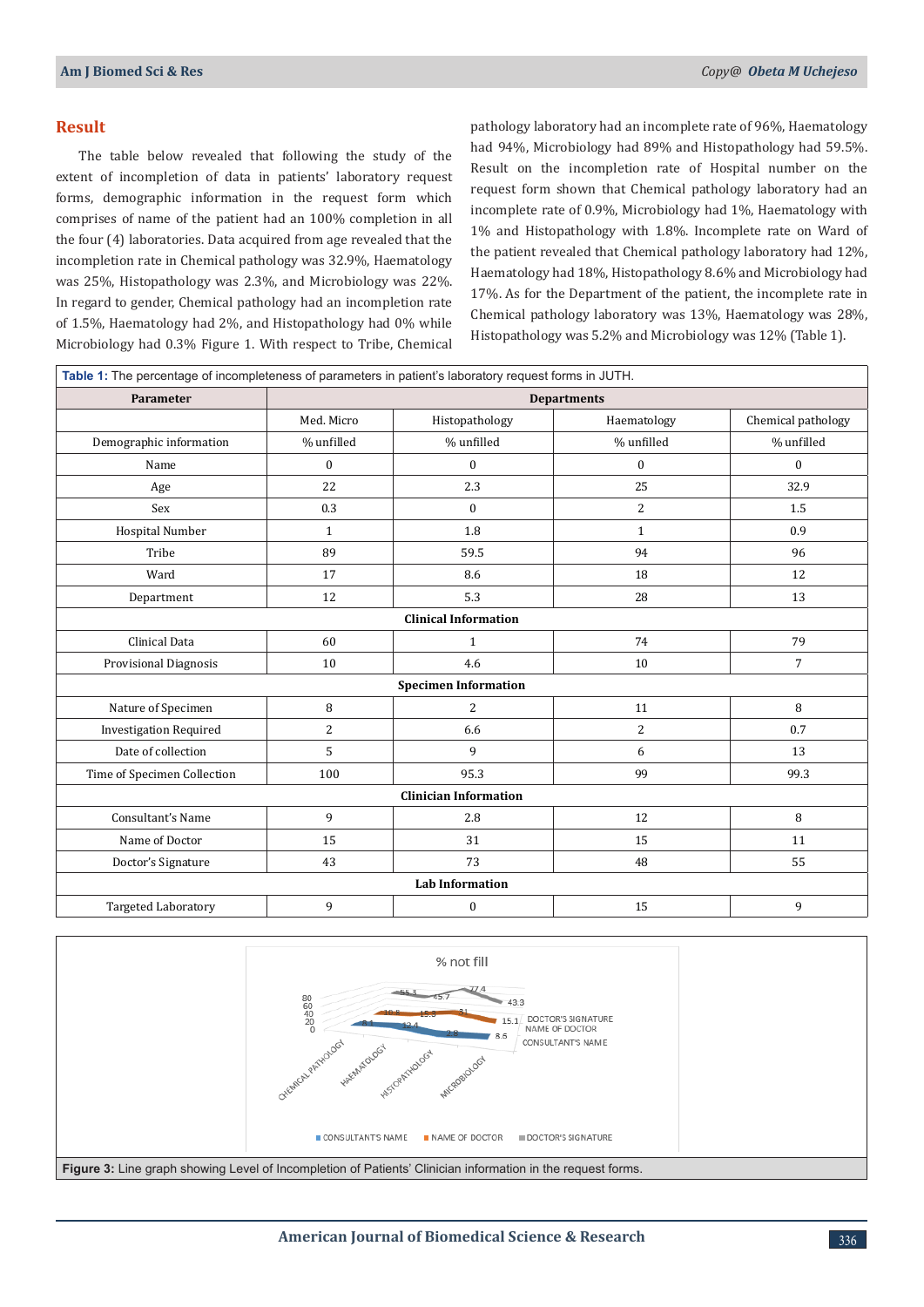## Result

The table below revealed that following the study of the extent of incompletion of data in patients' laboratory request forms, demographic information in the request form which comprises of name of the patient had an 100% completion in all the four (4) laboratories. Data acquired from age revealed that the incompletion rate in Chemical pathology was 32.9%, Haematology was 25%, Histopathology was 2.3%, and Microbiology was 22%. In regard to gender, Chemical pathology had an incompletion rate of 1.5%, Haematology had 2%, and Histopathology had 0% while Microbiology had 0.3% Figure 1. With respect to Tribe, Chemical pathology laboratory had an incomplete rate of 96%, Haematology had 94%, Microbiology had 89% and Histopathology had 59.5%. Result on the incompletion rate of Hospital number on the request form shown that Chemical pathology laboratory had an incomplete rate of 0.9%, Microbiology had 1%, Haematology with 1% and Histopathology with 1.8%. Incomplete rate on Ward of the patient revealed that Chemical pathology laboratory had 12%, Haematology had 18%, Histopathology 8.6% and Microbiology had 17%. As for the Department of the patient, the incomplete rate in Chemical pathology laboratory was 13%, Haematology was 28%, Histopathology was 5.2% and Microbiology was 12% (Table 1).

**Table 1:** The percentage of incompleteness of parameters in patient's laboratory request forms in JUTH.

| Parameter | Departments | | | |
|---|---|---|---|---|
| | Med. Micro | Histopathology | Haematology | Chemical pathology |
| Demographic information | % unfilled | % unfilled | % unfilled | % unfilled |
| Name | 0 | 0 | 0 | 0 |
| Age | 22 | 2.3 | 25 | 32.9 |
| Sex | 0.3 | 0 | 2 | 1.5 |
| Hospital Number | 1 | 1.8 | 1 | 0.9 |
| Tribe | 89 | 59.5 | 94 | 96 |
| Ward | 17 | 8.6 | 18 | 12 |
| Department | 12 | 5.3 | 28 | 13 |
| **Clinical Information** | | | | |
| Clinical Data | 60 | 1 | 74 | 79 |
| Provisional Diagnosis | 10 | 4.6 | 10 | 7 |
| **Specimen Information** | | | | |
| Nature of Specimen | 8 | 2 | 11 | 8 |
| Investigation Required | 2 | 6.6 | 2 | 0.7 |
| Date of collection | 5 | 9 | 6 | 13 |
| Time of Specimen Collection | 100 | 95.3 | 99 | 99.3 |
| **Clinician Information** | | | | |
| Consultant's Name | 9 | 2.8 | 12 | 8 |
| Name of Doctor | 15 | 31 | 15 | 11 |
| Doctor's Signature | 43 | 73 | 48 | 55 |
| **Lab Information** | | | | |
| Targeted Laboratory | 9 | 0 | 15 | 9 |

**Figure 3:** Line graph showing Level of Incompletion of Patients' Clinician information in the request forms.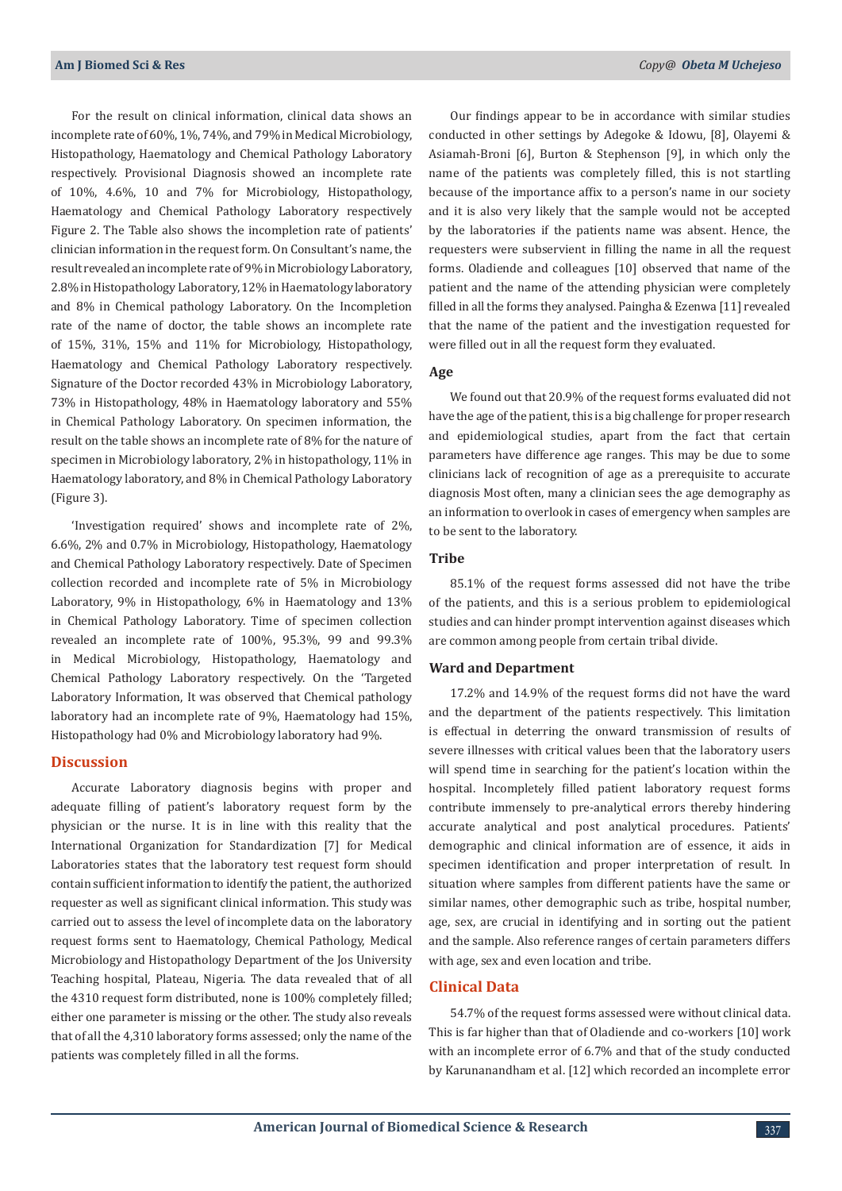For the result on clinical information, clinical data shows an incomplete rate of 60%, 1%, 74%, and 79% in Medical Microbiology, Histopathology, Haematology and Chemical Pathology Laboratory respectively. Provisional Diagnosis showed an incomplete rate of 10%, 4.6%, 10 and 7% for Microbiology, Histopathology, Haematology and Chemical Pathology Laboratory respectively Figure 2. The Table also shows the incompletion rate of patients' clinician information in the request form. On Consultant's name, the result revealed an incomplete rate of 9% in Microbiology Laboratory, 2.8% in Histopathology Laboratory, 12% in Haematology laboratory and 8% in Chemical pathology Laboratory. On the Incompletion rate of the name of doctor, the table shows an incomplete rate of 15%, 31%, 15% and 11% for Microbiology, Histopathology, Haematology and Chemical Pathology Laboratory respectively. Signature of the Doctor recorded 43% in Microbiology Laboratory, 73% in Histopathology, 48% in Haematology laboratory and 55% in Chemical Pathology Laboratory. On specimen information, the result on the table shows an incomplete rate of 8% for the nature of specimen in Microbiology laboratory, 2% in histopathology, 11% in Haematology laboratory, and 8% in Chemical Pathology Laboratory (Figure 3).

'Investigation required' shows and incomplete rate of 2%, 6.6%, 2% and 0.7% in Microbiology, Histopathology, Haematology and Chemical Pathology Laboratory respectively. Date of Specimen collection recorded and incomplete rate of 5% in Microbiology Laboratory, 9% in Histopathology, 6% in Haematology and 13% in Chemical Pathology Laboratory. Time of specimen collection revealed an incomplete rate of 100%, 95.3%, 99 and 99.3% in Medical Microbiology, Histopathology, Haematology and Chemical Pathology Laboratory respectively. On the 'Targeted Laboratory Information, It was observed that Chemical pathology laboratory had an incomplete rate of 9%, Haematology had 15%, Histopathology had 0% and Microbiology laboratory had 9%.

## Discussion

Accurate Laboratory diagnosis begins with proper and adequate filling of patient's laboratory request form by the physician or the nurse. It is in line with this reality that the International Organization for Standardization [7] for Medical Laboratories states that the laboratory test request form should contain sufficient information to identify the patient, the authorized requester as well as significant clinical information. This study was carried out to assess the level of incomplete data on the laboratory request forms sent to Haematology, Chemical Pathology, Medical Microbiology and Histopathology Department of the Jos University Teaching hospital, Plateau, Nigeria. The data revealed that of all the 4310 request form distributed, none is 100% completely filled; either one parameter is missing or the other. The study also reveals that of all the 4,310 laboratory forms assessed; only the name of the patients was completely filled in all the forms.

Our findings appear to be in accordance with similar studies conducted in other settings by Adegoke & Idowu, [8], Olayemi & Asiamah-Broni [6], Burton & Stephenson [9], in which only the name of the patients was completely filled, this is not startling because of the importance affix to a person's name in our society and it is also very likely that the sample would not be accepted by the laboratories if the patients name was absent. Hence, the requesters were subservient in filling the name in all the request forms. Oladiende and colleagues [10] observed that name of the patient and the name of the attending physician were completely filled in all the forms they analysed. Paingha & Ezenwa [11] revealed that the name of the patient and the investigation requested for were filled out in all the request form they evaluated.

### Age

We found out that 20.9% of the request forms evaluated did not have the age of the patient, this is a big challenge for proper research and epidemiological studies, apart from the fact that certain parameters have difference age ranges. This may be due to some clinicians lack of recognition of age as a prerequisite to accurate diagnosis Most often, many a clinician sees the age demography as an information to overlook in cases of emergency when samples are to be sent to the laboratory.

### Tribe

85.1% of the request forms assessed did not have the tribe of the patients, and this is a serious problem to epidemiological studies and can hinder prompt intervention against diseases which are common among people from certain tribal divide.

### Ward and Department

17.2% and 14.9% of the request forms did not have the ward and the department of the patients respectively. This limitation is effectual in deterring the onward transmission of results of severe illnesses with critical values been that the laboratory users will spend time in searching for the patient's location within the hospital. Incompletely filled patient laboratory request forms contribute immensely to pre-analytical errors thereby hindering accurate analytical and post analytical procedures. Patients' demographic and clinical information are of essence, it aids in specimen identification and proper interpretation of result. In situation where samples from different patients have the same or similar names, other demographic such as tribe, hospital number, age, sex, are crucial in identifying and in sorting out the patient and the sample. Also reference ranges of certain parameters differs with age, sex and even location and tribe.

## Clinical Data

54.7% of the request forms assessed were without clinical data. This is far higher than that of Oladiende and co-workers [10] work with an incomplete error of 6.7% and that of the study conducted by Karunanandham et al. [12] which recorded an incomplete error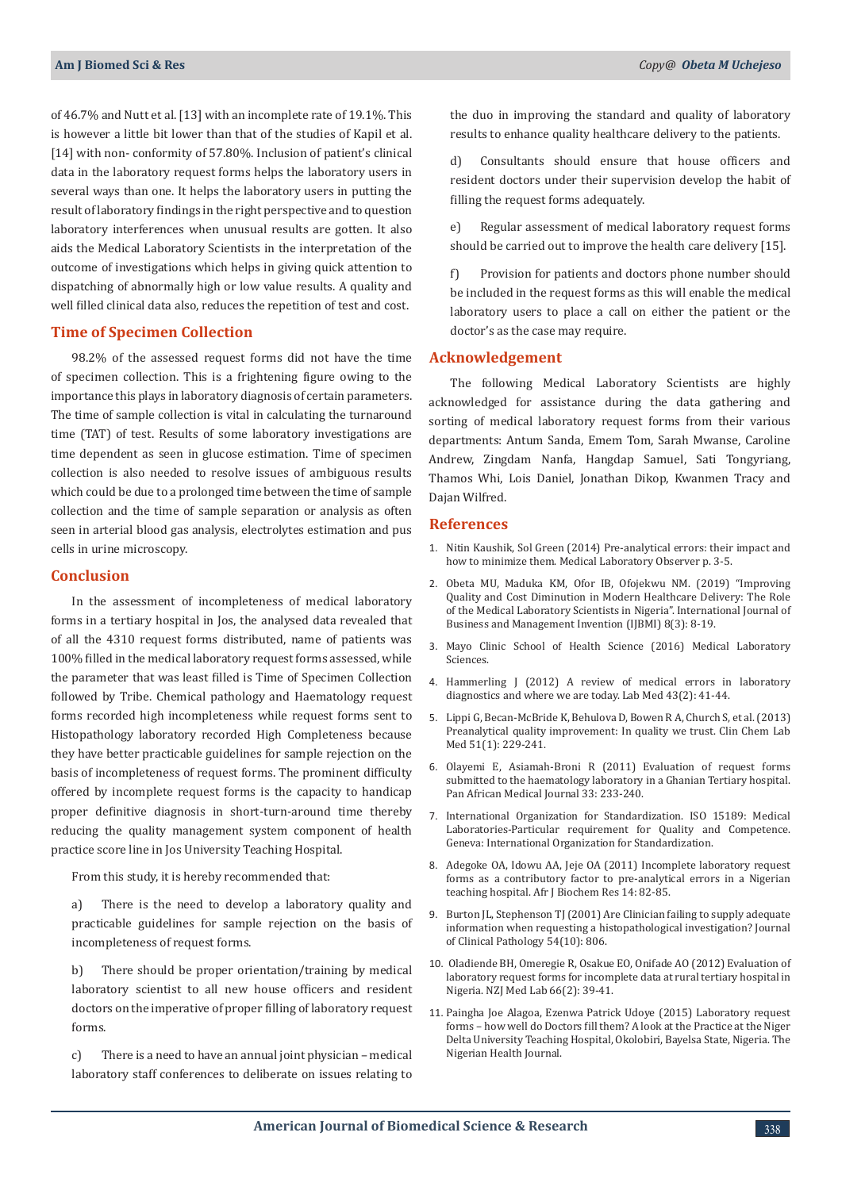of 46.7% and Nutt et al. [13] with an incomplete rate of 19.1%. This is however a little bit lower than that of the studies of Kapil et al. [14] with non- conformity of 57.80%. Inclusion of patient's clinical data in the laboratory request forms helps the laboratory users in several ways than one. It helps the laboratory users in putting the result of laboratory findings in the right perspective and to question laboratory interferences when unusual results are gotten. It also aids the Medical Laboratory Scientists in the interpretation of the outcome of investigations which helps in giving quick attention to dispatching of abnormally high or low value results. A quality and well filled clinical data also, reduces the repetition of test and cost.

## Time of Specimen Collection

98.2% of the assessed request forms did not have the time of specimen collection. This is a frightening figure owing to the importance this plays in laboratory diagnosis of certain parameters. The time of sample collection is vital in calculating the turnaround time (TAT) of test. Results of some laboratory investigations are time dependent as seen in glucose estimation. Time of specimen collection is also needed to resolve issues of ambiguous results which could be due to a prolonged time between the time of sample collection and the time of sample separation or analysis as often seen in arterial blood gas analysis, electrolytes estimation and pus cells in urine microscopy.

## Conclusion

In the assessment of incompleteness of medical laboratory forms in a tertiary hospital in Jos, the analysed data revealed that of all the 4310 request forms distributed, name of patients was 100% filled in the medical laboratory request forms assessed, while the parameter that was least filled is Time of Specimen Collection followed by Tribe. Chemical pathology and Haematology request forms recorded high incompleteness while request forms sent to Histopathology laboratory recorded High Completeness because they have better practicable guidelines for sample rejection on the basis of incompleteness of request forms. The prominent difficulty offered by incomplete request forms is the capacity to handicap proper definitive diagnosis in short-turn-around time thereby reducing the quality management system component of health practice score line in Jos University Teaching Hospital.

From this study, it is hereby recommended that:

a) There is the need to develop a laboratory quality and practicable guidelines for sample rejection on the basis of incompleteness of request forms.

b) There should be proper orientation/training by medical laboratory scientist to all new house officers and resident doctors on the imperative of proper filling of laboratory request forms.

c) There is a need to have an annual joint physician – medical laboratory staff conferences to deliberate on issues relating to the duo in improving the standard and quality of laboratory results to enhance quality healthcare delivery to the patients.

d) Consultants should ensure that house officers and resident doctors under their supervision develop the habit of filling the request forms adequately.

e) Regular assessment of medical laboratory request forms should be carried out to improve the health care delivery [15].

f) Provision for patients and doctors phone number should be included in the request forms as this will enable the medical laboratory users to place a call on either the patient or the doctor's as the case may require.

## Acknowledgement

The following Medical Laboratory Scientists are highly acknowledged for assistance during the data gathering and sorting of medical laboratory request forms from their various departments: Antum Sanda, Emem Tom, Sarah Mwanse, Caroline Andrew, Zingdam Nanfa, Hangdap Samuel, Sati Tongyriang, Thamos Whi, Lois Daniel, Jonathan Dikop, Kwanmen Tracy and Dajan Wilfred.

## References

1. Nitin Kaushik, Sol Green (2014) Pre-analytical errors: their impact and how to minimize them. Medical Laboratory Observer p. 3-5.
2. Obeta MU, Maduka KM, Ofor IB, Ofojekwu NM. (2019) "Improving Quality and Cost Diminution in Modern Healthcare Delivery: The Role of the Medical Laboratory Scientists in Nigeria". International Journal of Business and Management Invention (IJBMI) 8(3): 8-19.
3. Mayo Clinic School of Health Science (2016) Medical Laboratory Sciences.
4. Hammerling J (2012) A review of medical errors in laboratory diagnostics and where we are today. Lab Med 43(2): 41-44.
5. Lippi G, Becan-McBride K, Behulova D, Bowen R A, Church S, et al. (2013) Preanalytical quality improvement: In quality we trust. Clin Chem Lab Med 51(1): 229-241.
6. Olayemi E, Asiamah-Broni R (2011) Evaluation of request forms submitted to the haematology laboratory in a Ghanian Tertiary hospital. Pan African Medical Journal 33: 233-240.
7. International Organization for Standardization. ISO 15189: Medical Laboratories-Particular requirement for Quality and Competence. Geneva: International Organization for Standardization.
8. Adegoke OA, Idowu AA, Jeje OA (2011) Incomplete laboratory request forms as a contributory factor to pre-analytical errors in a Nigerian teaching hospital. Afr J Biochem Res 14: 82-85.
9. Burton JL, Stephenson TJ (2001) Are Clinician failing to supply adequate information when requesting a histopathological investigation? Journal of Clinical Pathology 54(10): 806.
10. Oladiende BH, Omeregie R, Osakue EO, Onifade AO (2012) Evaluation of laboratory request forms for incomplete data at rural tertiary hospital in Nigeria. NZJ Med Lab 66(2): 39-41.
11. Paingha Joe Alagoa, Ezenwa Patrick Udoye (2015) Laboratory request forms – how well do Doctors fill them? A look at the Practice at the Niger Delta University Teaching Hospital, Okolobiri, Bayelsa State, Nigeria. The Nigerian Health Journal.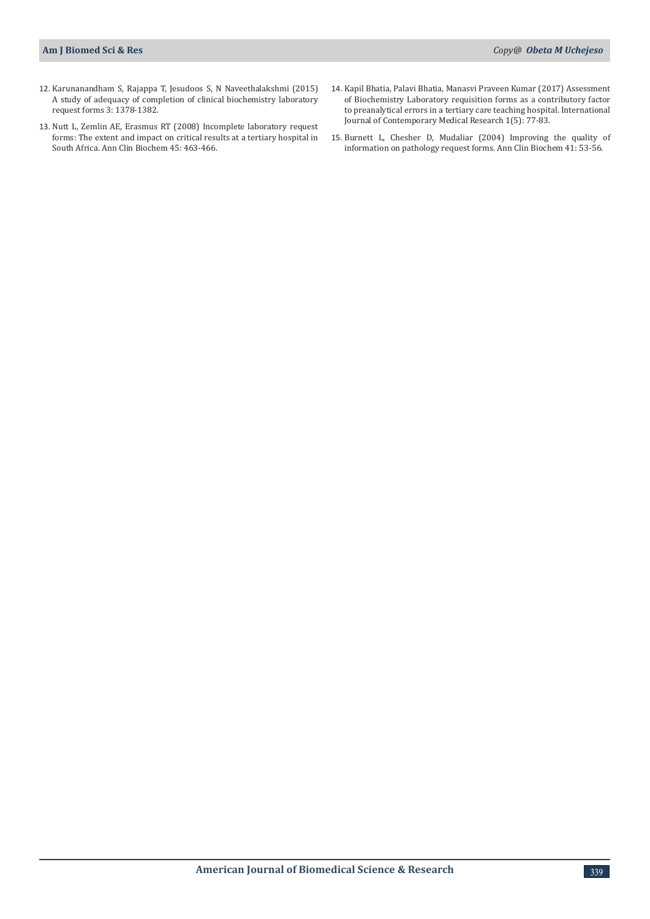12. Karunanandham S, Rajappa T, Jesudoos S, N Naveethalakshmi (2015) A study of adequacy of completion of clinical biochemistry laboratory request forms 3: 1378-1382.
13. Nutt L, Zemlin AE, Erasmus RT (2008) Incomplete laboratory request forms: The extent and impact on critical results at a tertiary hospital in South Africa. Ann Clin Biochem 45: 463-466.
14. Kapil Bhatia, Palavi Bhatia, Manasvi Praveen Kumar (2017) Assessment of Biochemistry Laboratory requisition forms as a contributory factor to preanalytical errors in a tertiary care teaching hospital. International Journal of Contemporary Medical Research 1(5): 77-83.
15. Burnett L, Chesher D, Mudaliar (2004) Improving the quality of information on pathology request forms. Ann Clin Biochem 41: 53-56.